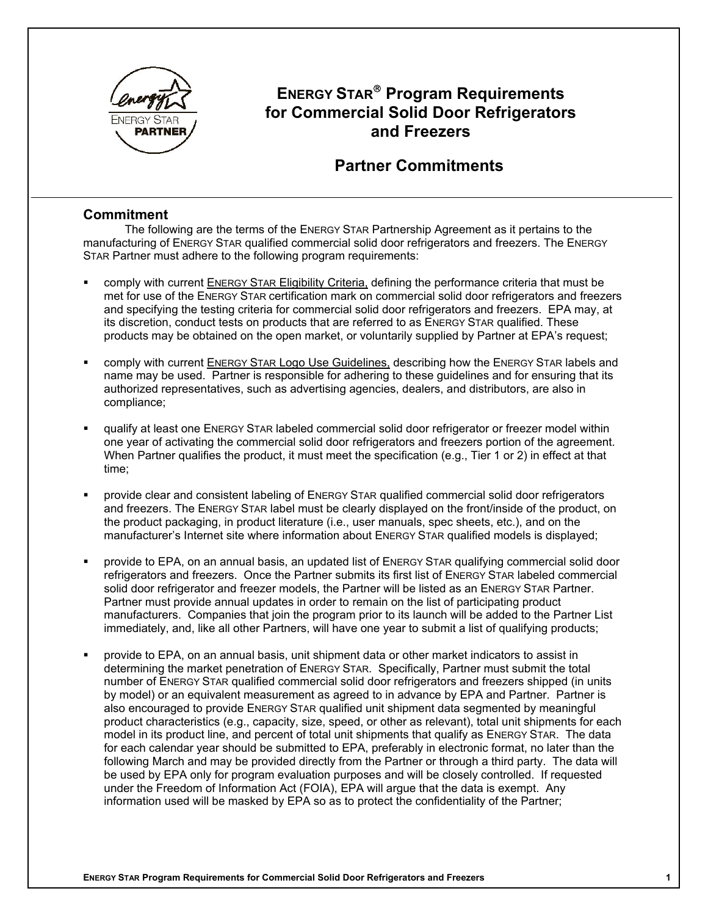# ENERGY STAR® Program Requirements for Commercial Solid Door Refrigerators and Freezers

## Partner Commitments

### Commitment

The following are the terms of the ENERGY STAR Partnership Agreement as it pertains to the manufacturing of ENERGY STAR qualified commercial solid door refrigerators and freezers. The ENERGY STAR Partner must adhere to the following program requirements:

- comply with current ENERGY STAR Eligibility Criteria, defining the performance criteria that must be met for use of the ENERGY STAR certification mark on commercial solid door refrigerators and freezers and specifying the testing criteria for commercial solid door refrigerators and freezers. EPA may, at its discretion, conduct tests on products that are referred to as ENERGY STAR qualified. These products may be obtained on the open market, or voluntarily supplied by Partner at EPA's request;

- comply with current ENERGY STAR Logo Use Guidelines, describing how the ENERGY STAR labels and name may be used. Partner is responsible for adhering to these guidelines and for ensuring that its authorized representatives, such as advertising agencies, dealers, and distributors, are also in compliance;

- qualify at least one ENERGY STAR labeled commercial solid door refrigerator or freezer model within one year of activating the commercial solid door refrigerators and freezers portion of the agreement. When Partner qualifies the product, it must meet the specification (e.g., Tier 1 or 2) in effect at that time;

- provide clear and consistent labeling of ENERGY STAR qualified commercial solid door refrigerators and freezers. The ENERGY STAR label must be clearly displayed on the front/inside of the product, on the product packaging, in product literature (i.e., user manuals, spec sheets, etc.), and on the manufacturer's Internet site where information about ENERGY STAR qualified models is displayed;

- provide to EPA, on an annual basis, an updated list of ENERGY STAR qualifying commercial solid door refrigerators and freezers. Once the Partner submits its first list of ENERGY STAR labeled commercial solid door refrigerator and freezer models, the Partner will be listed as an ENERGY STAR Partner. Partner must provide annual updates in order to remain on the list of participating product manufacturers. Companies that join the program prior to its launch will be added to the Partner List immediately, and, like all other Partners, will have one year to submit a list of qualifying products;

- provide to EPA, on an annual basis, unit shipment data or other market indicators to assist in determining the market penetration of ENERGY STAR. Specifically, Partner must submit the total number of ENERGY STAR qualified commercial solid door refrigerators and freezers shipped (in units by model) or an equivalent measurement as agreed to in advance by EPA and Partner. Partner is also encouraged to provide ENERGY STAR qualified unit shipment data segmented by meaningful product characteristics (e.g., capacity, size, speed, or other as relevant), total unit shipments for each model in its product line, and percent of total unit shipments that qualify as ENERGY STAR. The data for each calendar year should be submitted to EPA, preferably in electronic format, no later than the following March and may be provided directly from the Partner or through a third party. The data will be used by EPA only for program evaluation purposes and will be closely controlled. If requested under the Freedom of Information Act (FOIA), EPA will argue that the data is exempt. Any information used will be masked by EPA so as to protect the confidentiality of the Partner;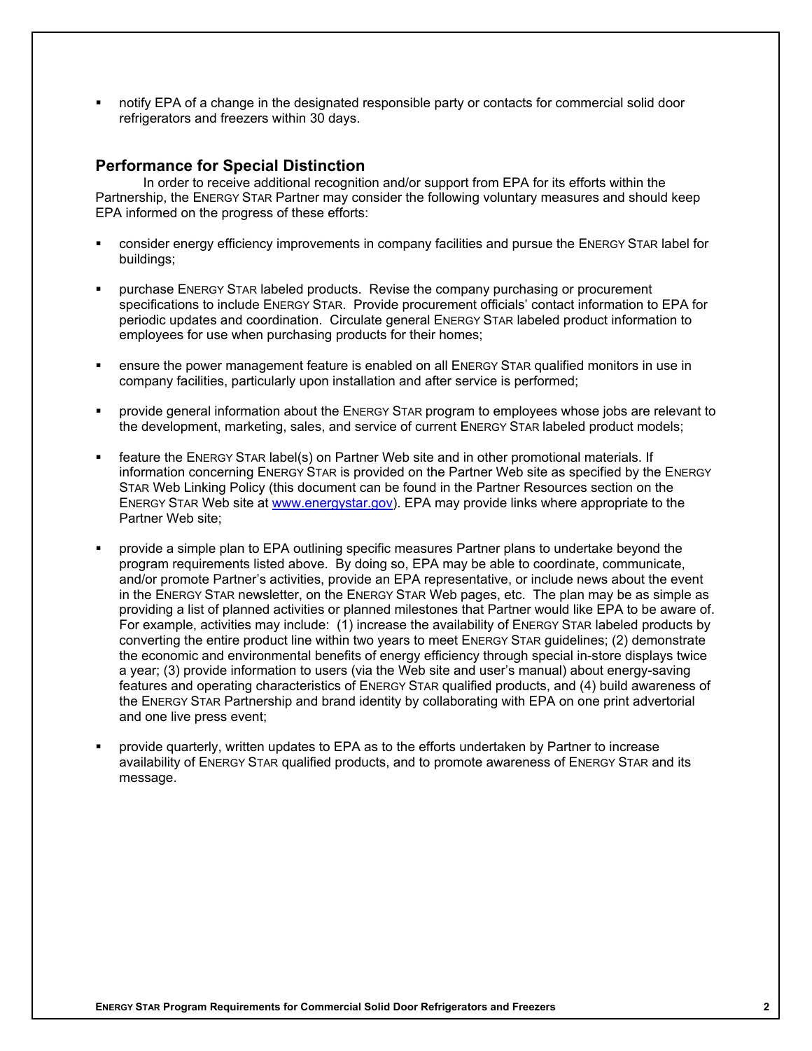- notify EPA of a change in the designated responsible party or contacts for commercial solid door refrigerators and freezers within 30 days.

## Performance for Special Distinction

In order to receive additional recognition and/or support from EPA for its efforts within the Partnership, the ENERGY STAR Partner may consider the following voluntary measures and should keep EPA informed on the progress of these efforts:

- consider energy efficiency improvements in company facilities and pursue the ENERGY STAR label for buildings;

- purchase ENERGY STAR labeled products. Revise the company purchasing or procurement specifications to include ENERGY STAR. Provide procurement officials' contact information to EPA for periodic updates and coordination. Circulate general ENERGY STAR labeled product information to employees for use when purchasing products for their homes;

- ensure the power management feature is enabled on all ENERGY STAR qualified monitors in use in company facilities, particularly upon installation and after service is performed;

- provide general information about the ENERGY STAR program to employees whose jobs are relevant to the development, marketing, sales, and service of current ENERGY STAR labeled product models;

- feature the ENERGY STAR label(s) on Partner Web site and in other promotional materials. If information concerning ENERGY STAR is provided on the Partner Web site as specified by the ENERGY STAR Web Linking Policy (this document can be found in the Partner Resources section on the ENERGY STAR Web site at [www.energystar.gov](http://www.energystar.gov)). EPA may provide links where appropriate to the Partner Web site;

- provide a simple plan to EPA outlining specific measures Partner plans to undertake beyond the program requirements listed above. By doing so, EPA may be able to coordinate, communicate, and/or promote Partner's activities, provide an EPA representative, or include news about the event in the ENERGY STAR newsletter, on the ENERGY STAR Web pages, etc. The plan may be as simple as providing a list of planned activities or planned milestones that Partner would like EPA to be aware of. For example, activities may include: (1) increase the availability of ENERGY STAR labeled products by converting the entire product line within two years to meet ENERGY STAR guidelines; (2) demonstrate the economic and environmental benefits of energy efficiency through special in-store displays twice a year; (3) provide information to users (via the Web site and user's manual) about energy-saving features and operating characteristics of ENERGY STAR qualified products, and (4) build awareness of the ENERGY STAR Partnership and brand identity by collaborating with EPA on one print advertorial and one live press event;

- provide quarterly, written updates to EPA as to the efforts undertaken by Partner to increase availability of ENERGY STAR qualified products, and to promote awareness of ENERGY STAR and its message.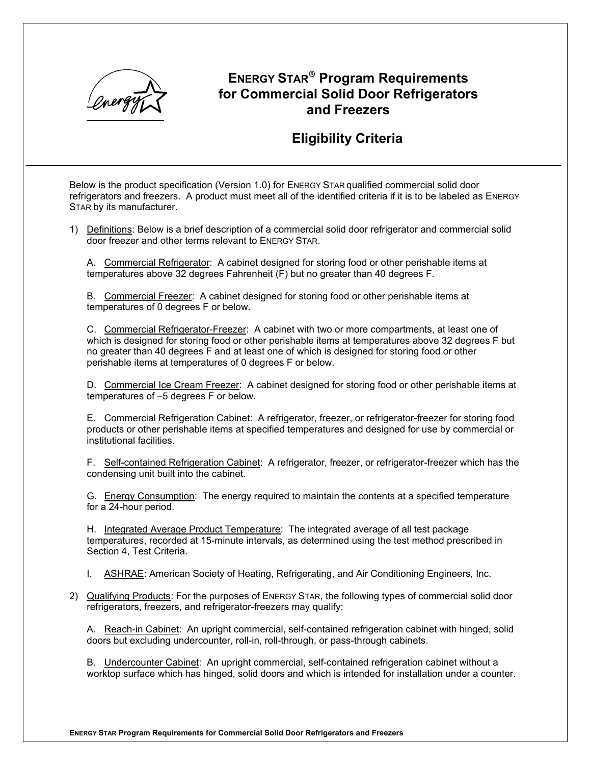# ENERGY STAR® Program Requirements for Commercial Solid Door Refrigerators and Freezers

## Eligibility Criteria

Below is the product specification (Version 1.0) for ENERGY STAR qualified commercial solid door refrigerators and freezers. A product must meet all of the identified criteria if it is to be labeled as ENERGY STAR by its manufacturer.

1) Definitions: Below is a brief description of a commercial solid door refrigerator and commercial solid door freezer and other terms relevant to ENERGY STAR.

   A. Commercial Refrigerator: A cabinet designed for storing food or other perishable items at temperatures above 32 degrees Fahrenheit (F) but no greater than 40 degrees F.

   B. Commercial Freezer: A cabinet designed for storing food or other perishable items at temperatures of 0 degrees F or below.

   C. Commercial Refrigerator-Freezer: A cabinet with two or more compartments, at least one of which is designed for storing food or other perishable items at temperatures above 32 degrees F but no greater than 40 degrees F and at least one of which is designed for storing food or other perishable items at temperatures of 0 degrees F or below.

   D. Commercial Ice Cream Freezer: A cabinet designed for storing food or other perishable items at temperatures of –5 degrees F or below.

   E. Commercial Refrigeration Cabinet: A refrigerator, freezer, or refrigerator-freezer for storing food products or other perishable items at specified temperatures and designed for use by commercial or institutional facilities.

   F. Self-contained Refrigeration Cabinet: A refrigerator, freezer, or refrigerator-freezer which has the condensing unit built into the cabinet.

   G. Energy Consumption: The energy required to maintain the contents at a specified temperature for a 24-hour period.

   H. Integrated Average Product Temperature: The integrated average of all test package temperatures, recorded at 15-minute intervals, as determined using the test method prescribed in Section 4, Test Criteria.

   I. ASHRAE: American Society of Heating, Refrigerating, and Air Conditioning Engineers, Inc.

2) Qualifying Products: For the purposes of ENERGY STAR, the following types of commercial solid door refrigerators, freezers, and refrigerator-freezers may qualify:

   A. Reach-in Cabinet: An upright commercial, self-contained refrigeration cabinet with hinged, solid doors but excluding undercounter, roll-in, roll-through, or pass-through cabinets.

   B. Undercounter Cabinet: An upright commercial, self-contained refrigeration cabinet without a worktop surface which has hinged, solid doors and which is intended for installation under a counter.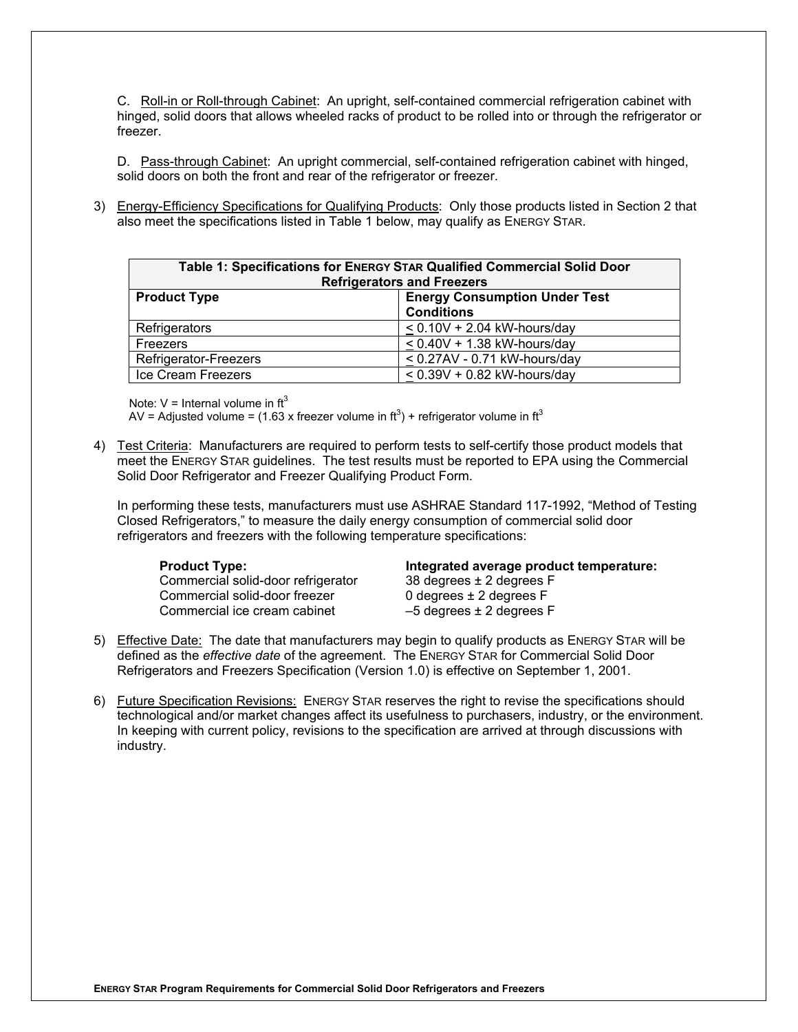C. Roll-in or Roll-through Cabinet: An upright, self-contained commercial refrigeration cabinet with hinged, solid doors that allows wheeled racks of product to be rolled into or through the refrigerator or freezer.

D. Pass-through Cabinet: An upright commercial, self-contained refrigeration cabinet with hinged, solid doors on both the front and rear of the refrigerator or freezer.

3) Energy-Efficiency Specifications for Qualifying Products: Only those products listed in Section 2 that also meet the specifications listed in Table 1 below, may qualify as ENERGY STAR.

**Table 1: Specifications for ENERGY STAR Qualified Commercial Solid Door Refrigerators and Freezers**

| Product Type | Energy Consumption Under Test Conditions |
|---|---|
| Refrigerators | $\leq$ 0.10V + 2.04 kW-hours/day |
| Freezers | $\leq$ 0.40V + 1.38 kW-hours/day |
| Refrigerator-Freezers | $\leq$ 0.27AV - 0.71 kW-hours/day |
| Ice Cream Freezers | $\leq$ 0.39V + 0.82 kW-hours/day |

Note: V = Internal volume in $ft^3$
AV = Adjusted volume = (1.63 x freezer volume in $ft^3$) + refrigerator volume in $ft^3$

4) Test Criteria: Manufacturers are required to perform tests to self-certify those product models that meet the ENERGY STAR guidelines. The test results must be reported to EPA using the Commercial Solid Door Refrigerator and Freezer Qualifying Product Form.

In performing these tests, manufacturers must use ASHRAE Standard 117-1992, "Method of Testing Closed Refrigerators," to measure the daily energy consumption of commercial solid door refrigerators and freezers with the following temperature specifications:

| Product Type: | Integrated average product temperature: |
|---|---|
| Commercial solid-door refrigerator | 38 degrees ± 2 degrees F |
| Commercial solid-door freezer | 0 degrees ± 2 degrees F |
| Commercial ice cream cabinet | –5 degrees ± 2 degrees F |

5) Effective Date: The date that manufacturers may begin to qualify products as ENERGY STAR will be defined as the *effective date* of the agreement. The ENERGY STAR for Commercial Solid Door Refrigerators and Freezers Specification (Version 1.0) is effective on September 1, 2001.

6) Future Specification Revisions: ENERGY STAR reserves the right to revise the specifications should technological and/or market changes affect its usefulness to purchasers, industry, or the environment. In keeping with current policy, revisions to the specification are arrived at through discussions with industry.